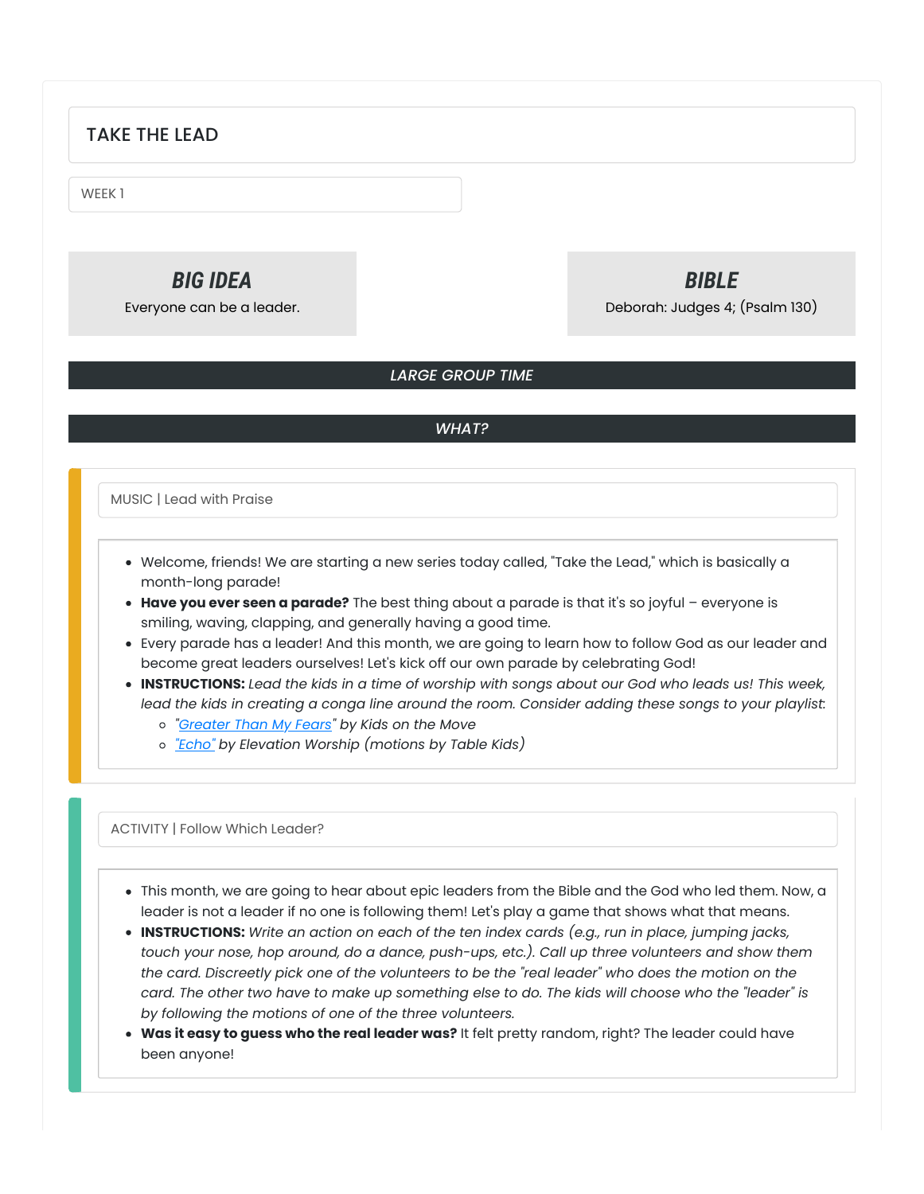# TAKE THE LEAD

WEEK 1

### *BIG IDEA*

Everyone can be a leader.

### *BIBLE*

Deborah: Judges 4; (Psalm 130)

## *LARGE GROUP TIME*

## *WHAT?*

### MUSIC | Lead with Praise

- Welcome, friends! We are starting a new series today called, "Take the Lead," which is basically a month-long parade!
- **Have you ever seen a parade?** The best thing about a parade is that it's so joyful – everyone is smiling, waving, clapping, and generally having a good time.
- Every parade has a leader! And this month, we are going to learn how to follow God as our leader and become great leaders ourselves! Let's kick off our own parade by celebrating God!
- **INSTRUCTIONS:** *Lead the kids in a time of worship with songs about our God who leads us! This week, lead the kids in creating a conga line around the room. Consider adding these songs to your playlist:*
  - *"Greater Than My Fears" by Kids on the Move*
  - *"Echo" by Elevation Worship (motions by Table Kids)*

### ACTIVITY | Follow Which Leader?

- This month, we are going to hear about epic leaders from the Bible and the God who led them. Now, a leader is not a leader if no one is following them! Let's play a game that shows what that means.
- **INSTRUCTIONS:** *Write an action on each of the ten index cards (e.g., run in place, jumping jacks, touch your nose, hop around, do a dance, push-ups, etc.). Call up three volunteers and show them the card. Discreetly pick one of the volunteers to be the "real leader" who does the motion on the card. The other two have to make up something else to do. The kids will choose who the "leader" is by following the motions of one of the three volunteers.*
- **Was it easy to guess who the real leader was?** It felt pretty random, right? The leader could have been anyone!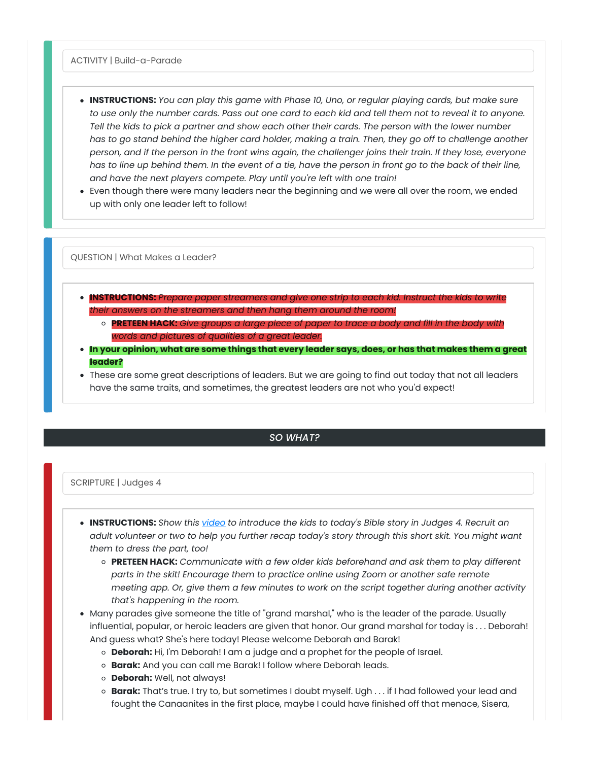ACTIVITY | Build-a-Parade

- **INSTRUCTIONS:** *You can play this game with Phase 10, Uno, or regular playing cards, but make sure to use only the number cards. Pass out one card to each kid and tell them not to reveal it to anyone. Tell the kids to pick a partner and show each other their cards. The person with the lower number has to go stand behind the higher card holder, making a train. Then, they go off to challenge another person, and if the person in the front wins again, the challenger joins their train. If they lose, everyone has to line up behind them. In the event of a tie, have the person in front go to the back of their line, and have the next players compete. Play until you're left with one train!*
- Even though there were many leaders near the beginning and we were all over the room, we ended up with only one leader left to follow!

QUESTION | What Makes a Leader?

- **INSTRUCTIONS:** *Prepare paper streamers and give one strip to each kid. Instruct the kids to write their answers on the streamers and then hang them around the room!*
  - **PRETEEN HACK:** *Give groups a large piece of paper to trace a body and fill in the body with words and pictures of qualities of a great leader.*
- **In your opinion, what are some things that every leader says, does, or has that makes them a great leader?**
- These are some great descriptions of leaders. But we are going to find out today that not all leaders have the same traits, and sometimes, the greatest leaders are not who you'd expect!

## SO WHAT?

SCRIPTURE | Judges 4

- **INSTRUCTIONS:** *Show this [video](video) to introduce the kids to today's Bible story in Judges 4. Recruit an adult volunteer or two to help you further recap today's story through this short skit. You might want them to dress the part, too!*
  - **PRETEEN HACK:** *Communicate with a few older kids beforehand and ask them to play different parts in the skit! Encourage them to practice online using Zoom or another safe remote meeting app. Or, give them a few minutes to work on the script together during another activity that's happening in the room.*
- Many parades give someone the title of "grand marshal," who is the leader of the parade. Usually influential, popular, or heroic leaders are given that honor. Our grand marshal for today is . . . Deborah! And guess what? She's here today! Please welcome Deborah and Barak!
  - **Deborah:** Hi, I'm Deborah! I am a judge and a prophet for the people of Israel.
  - **Barak:** And you can call me Barak! I follow where Deborah leads.
  - **Deborah:** Well, not always!
  - **Barak:** That's true. I try to, but sometimes I doubt myself. Ugh . . . if I had followed your lead and fought the Canaanites in the first place, maybe I could have finished off that menace, Sisera,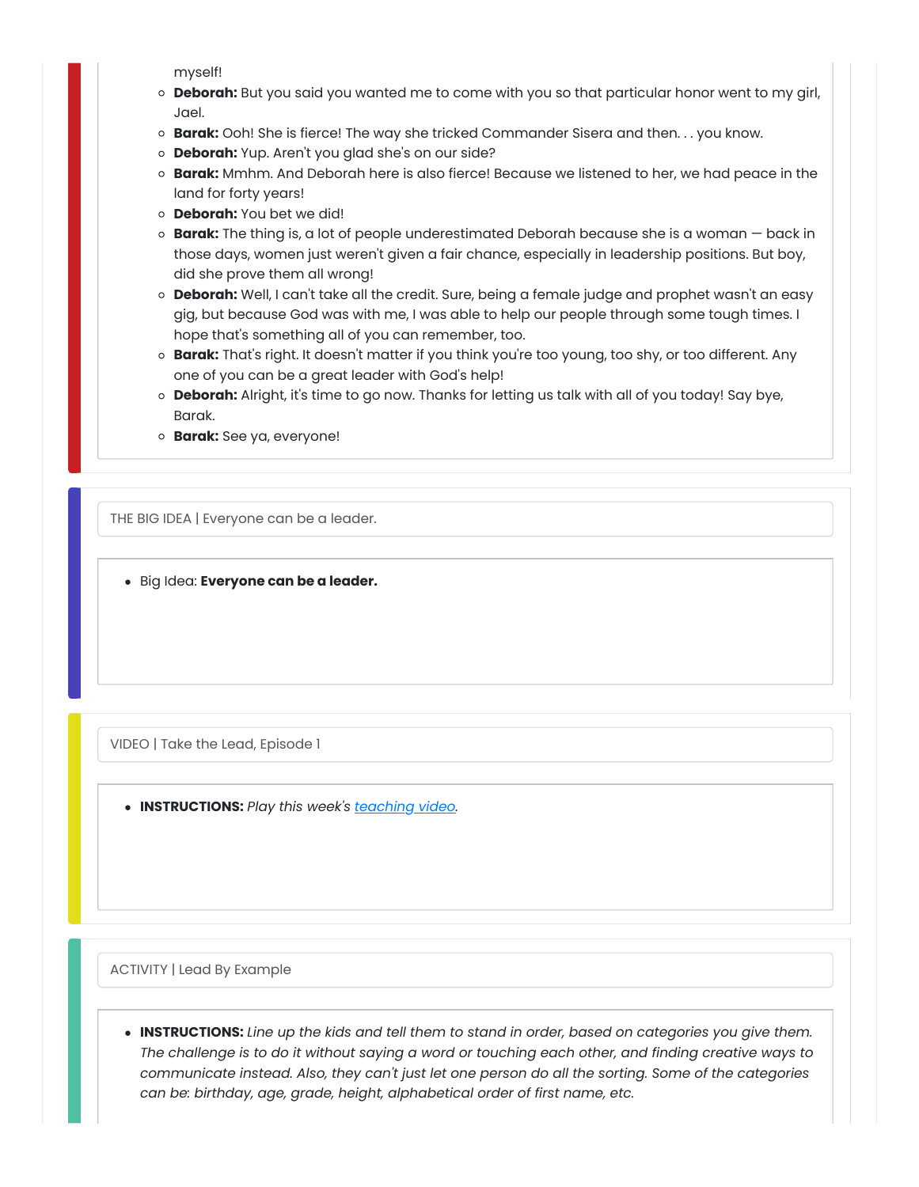myself!

- **Deborah:** But you said you wanted me to come with you so that particular honor went to my girl, Jael.
- **Barak:** Ooh! She is fierce! The way she tricked Commander Sisera and then. . . you know.
- **Deborah:** Yup. Aren't you glad she's on our side?
- **Barak:** Mmhm. And Deborah here is also fierce! Because we listened to her, we had peace in the land for forty years!
- **Deborah:** You bet we did!
- **Barak:** The thing is, a lot of people underestimated Deborah because she is a woman — back in those days, women just weren't given a fair chance, especially in leadership positions. But boy, did she prove them all wrong!
- **Deborah:** Well, I can't take all the credit. Sure, being a female judge and prophet wasn't an easy gig, but because God was with me, I was able to help our people through some tough times. I hope that's something all of you can remember, too.
- **Barak:** That's right. It doesn't matter if you think you're too young, too shy, or too different. Any one of you can be a great leader with God's help!
- **Deborah:** Alright, it's time to go now. Thanks for letting us talk with all of you today! Say bye, Barak.
- **Barak:** See ya, everyone!

THE BIG IDEA | Everyone can be a leader.

- Big Idea: **Everyone can be a leader.**

VIDEO | Take the Lead, Episode 1

- **INSTRUCTIONS:** *Play this week's [teaching video](teaching video).*

ACTIVITY | Lead By Example

- **INSTRUCTIONS:** *Line up the kids and tell them to stand in order, based on categories you give them. The challenge is to do it without saying a word or touching each other, and finding creative ways to communicate instead. Also, they can't just let one person do all the sorting. Some of the categories can be: birthday, age, grade, height, alphabetical order of first name, etc.*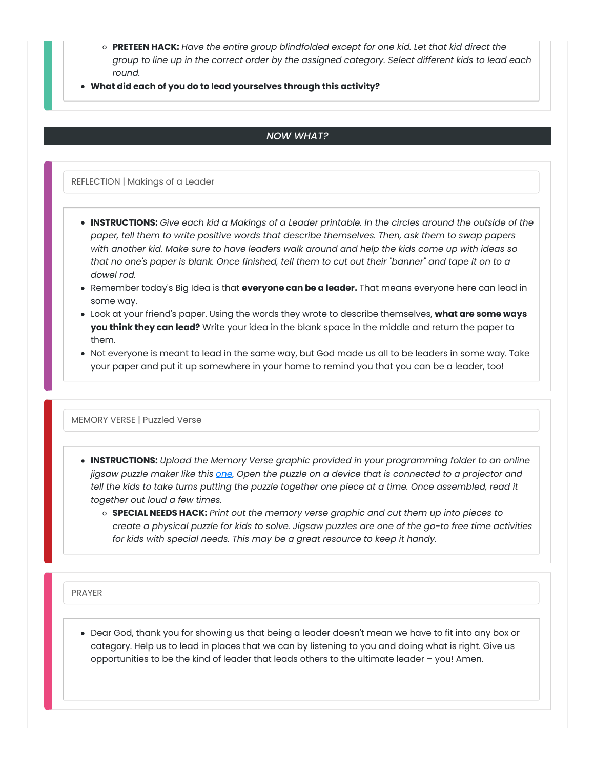- **PRETEEN HACK:** *Have the entire group blindfolded except for one kid. Let that kid direct the group to line up in the correct order by the assigned category. Select different kids to lead each round.*

- **What did each of you do to lead yourselves through this activity?**

## *NOW WHAT?*

### REFLECTION | Makings of a Leader

- **INSTRUCTIONS:** *Give each kid a Makings of a Leader printable. In the circles around the outside of the paper, tell them to write positive words that describe themselves. Then, ask them to swap papers with another kid. Make sure to have leaders walk around and help the kids come up with ideas so that no one's paper is blank. Once finished, tell them to cut out their "banner" and tape it on to a dowel rod.*
- Remember today's Big Idea is that **everyone can be a leader.** That means everyone here can lead in some way.
- Look at your friend's paper. Using the words they wrote to describe themselves, **what are some ways you think they can lead?** Write your idea in the blank space in the middle and return the paper to them.
- Not everyone is meant to lead in the same way, but God made us all to be leaders in some way. Take your paper and put it up somewhere in your home to remind you that you can be a leader, too!

### MEMORY VERSE | Puzzled Verse

- **INSTRUCTIONS:** *Upload the Memory Verse graphic provided in your programming folder to an online jigsaw puzzle maker like this one. Open the puzzle on a device that is connected to a projector and tell the kids to take turns putting the puzzle together one piece at a time. Once assembled, read it together out loud a few times.*
  - **SPECIAL NEEDS HACK:** *Print out the memory verse graphic and cut them up into pieces to create a physical puzzle for kids to solve. Jigsaw puzzles are one of the go-to free time activities for kids with special needs. This may be a great resource to keep it handy.*

### PRAYER

- Dear God, thank you for showing us that being a leader doesn't mean we have to fit into any box or category. Help us to lead in places that we can by listening to you and doing what is right. Give us opportunities to be the kind of leader that leads others to the ultimate leader – you! Amen.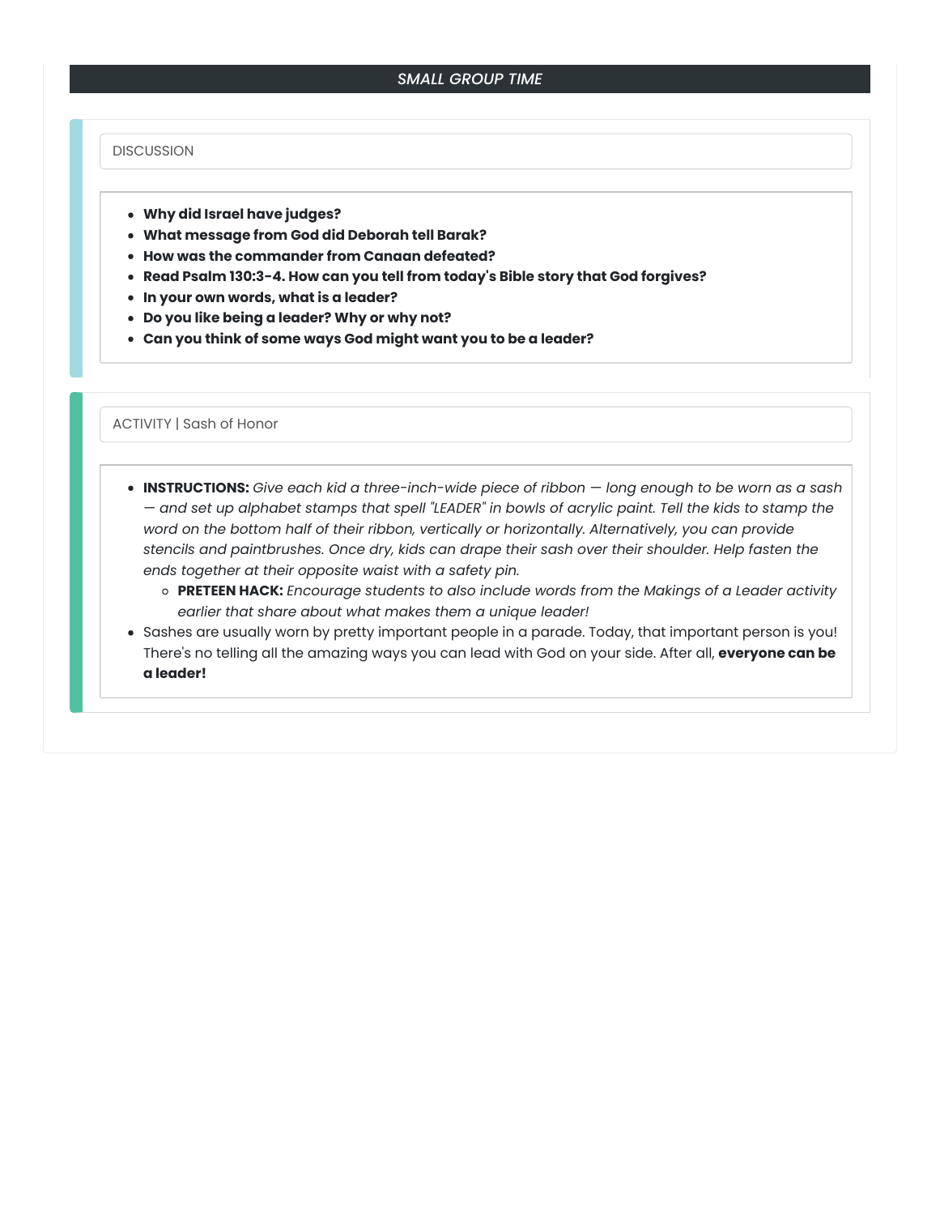## *SMALL GROUP TIME*

### DISCUSSION

- **Why did Israel have judges?**
- **What message from God did Deborah tell Barak?**
- **How was the commander from Canaan defeated?**
- **Read Psalm 130:3-4. How can you tell from today's Bible story that God forgives?**
- **In your own words, what is a leader?**
- **Do you like being a leader? Why or why not?**
- **Can you think of some ways God might want you to be a leader?**

### ACTIVITY | Sash of Honor

- **INSTRUCTIONS:** *Give each kid a three-inch-wide piece of ribbon — long enough to be worn as a sash — and set up alphabet stamps that spell "LEADER" in bowls of acrylic paint. Tell the kids to stamp the word on the bottom half of their ribbon, vertically or horizontally. Alternatively, you can provide stencils and paintbrushes. Once dry, kids can drape their sash over their shoulder. Help fasten the ends together at their opposite waist with a safety pin.*
  - **PRETEEN HACK:** *Encourage students to also include words from the Makings of a Leader activity earlier that share about what makes them a unique leader!*
- Sashes are usually worn by pretty important people in a parade. Today, that important person is you! There's no telling all the amazing ways you can lead with God on your side. After all, **everyone can be a leader!**